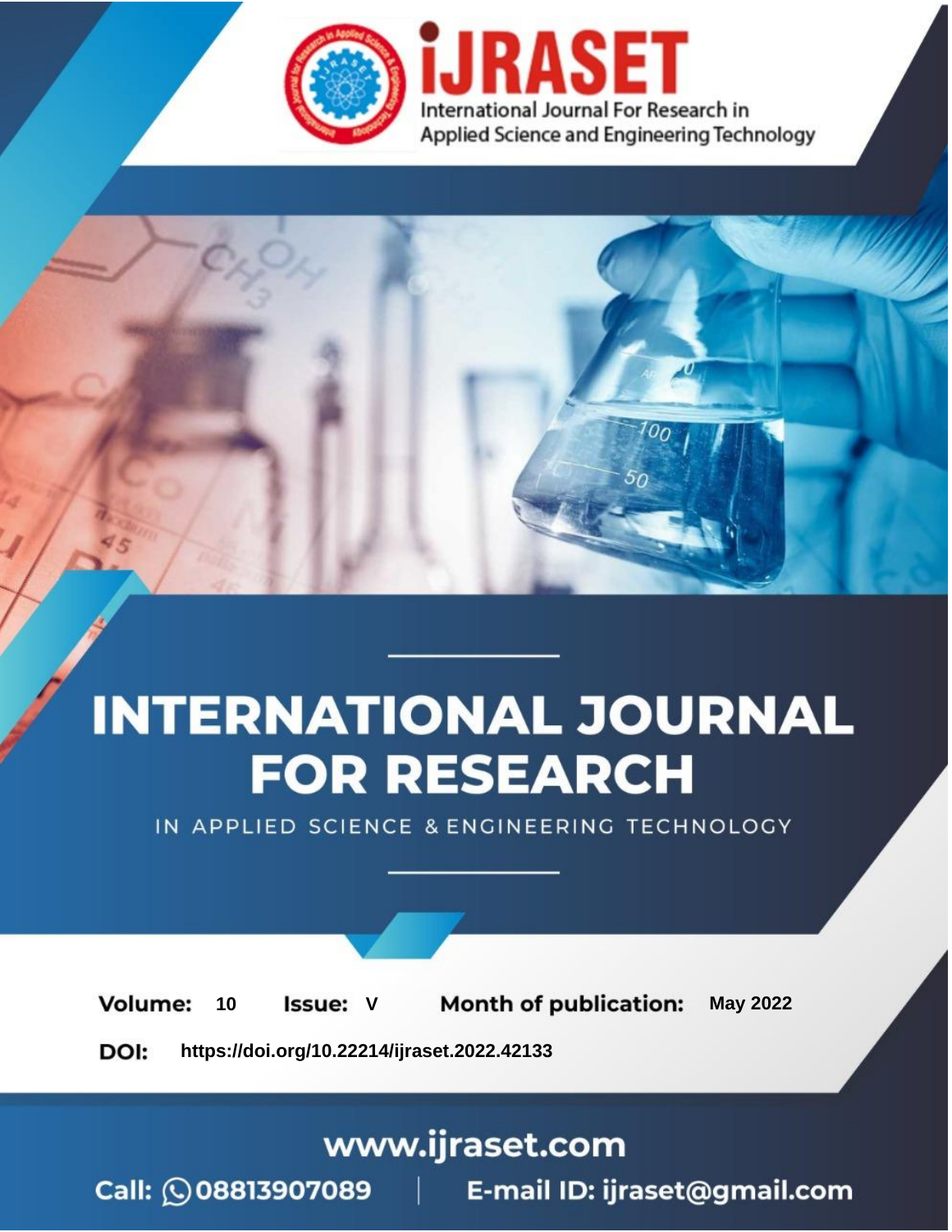iJRASET

International Journal For Research in Applied Science and Engineering Technology

# INTERNATIONAL JOURNAL FOR RESEARCH

IN APPLIED SCIENCE & ENGINEERING TECHNOLOGY

**Volume:** 10 **Issue:** V **Month of publication:** May 2022

**DOI:** https://doi.org/10.22214/ijraset.2022.42133

www.ijraset.com

Call: 08813907089 | E-mail ID: ijraset@gmail.com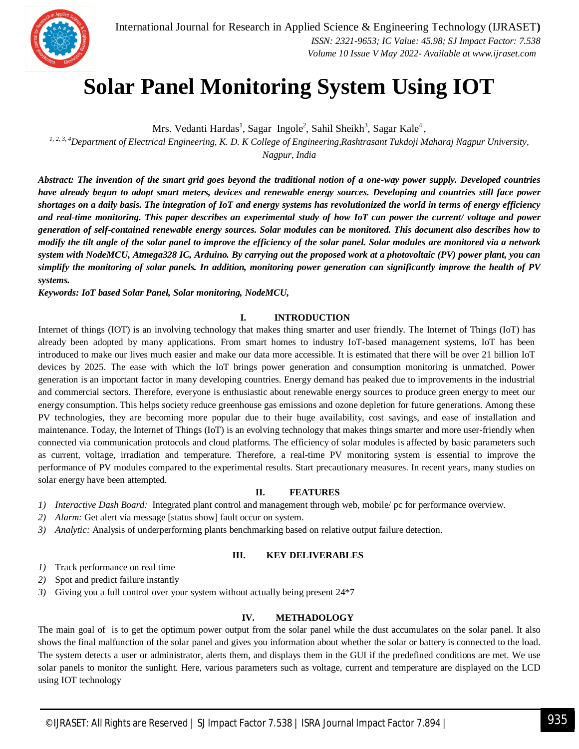# Solar Panel Monitoring System Using IOT

Mrs. Vedanti Hardas[1], Sagar Ingole[2], Sahil Sheikh[3], Sagar Kale[4],

[1, 2, 3, 4]*Department of Electrical Engineering, K. D. K College of Engineering,Rashtrasant Tukdoji Maharaj Nagpur University, Nagpur, India*

***Abstract:** The invention of the smart grid goes beyond the traditional notion of a one-way power supply. Developed countries have already begun to adopt smart meters, devices and renewable energy sources. Developing and countries still face power shortages on a daily basis. The integration of IoT and energy systems has revolutionized the world in terms of energy efficiency and real-time monitoring. This paper describes an experimental study of how IoT can power the current/ voltage and power generation of self-contained renewable energy sources. Solar modules can be monitored. This document also describes how to modify the tilt angle of the solar panel to improve the efficiency of the solar panel. Solar modules are monitored via a network system with NodeMCU, Atmega328 IC, Arduino. By carrying out the proposed work at a photovoltaic (PV) power plant, you can simplify the monitoring of solar panels. In addition, monitoring power generation can significantly improve the health of PV systems.*

***Keywords:** IoT based Solar Panel, Solar monitoring, NodeMCU,*

## I. INTRODUCTION

Internet of things (IOT) is an involving technology that makes thing smarter and user friendly. The Internet of Things (IoT) has already been adopted by many applications. From smart homes to industry IoT-based management systems, IoT has been introduced to make our lives much easier and make our data more accessible. It is estimated that there will be over 21 billion IoT devices by 2025. The ease with which the IoT brings power generation and consumption monitoring is unmatched. Power generation is an important factor in many developing countries. Energy demand has peaked due to improvements in the industrial and commercial sectors. Therefore, everyone is enthusiastic about renewable energy sources to produce green energy to meet our energy consumption. This helps society reduce greenhouse gas emissions and ozone depletion for future generations. Among these PV technologies, they are becoming more popular due to their huge availability, cost savings, and ease of installation and maintenance. Today, the Internet of Things (IoT) is an evolving technology that makes things smarter and more user-friendly when connected via communication protocols and cloud platforms. The efficiency of solar modules is affected by basic parameters such as current, voltage, irradiation and temperature. Therefore, a real-time PV monitoring system is essential to improve the performance of PV modules compared to the experimental results. Start precautionary measures. In recent years, many studies on solar energy have been attempted.

## II. FEATURES

1) *Interactive Dash Board:* Integrated plant control and management through web, mobile/ pc for performance overview.
2) *Alarm:* Get alert via message [status show] fault occur on system.
3) *Analytic:* Analysis of underperforming plants benchmarking based on relative output failure detection.

## III. KEY DELIVERABLES

1) Track performance on real time
2) Spot and predict failure instantly
3) Giving you a full control over your system without actually being present 24*7

## IV. METHADOLOGY

The main goal of is to get the optimum power output from the solar panel while the dust accumulates on the solar panel. It also shows the final malfunction of the solar panel and gives you information about whether the solar or battery is connected to the load. The system detects a user or administrator, alerts them, and displays them in the GUI if the predefined conditions are met. We use solar panels to monitor the sunlight. Here, various parameters such as voltage, current and temperature are displayed on the LCD using IOT technology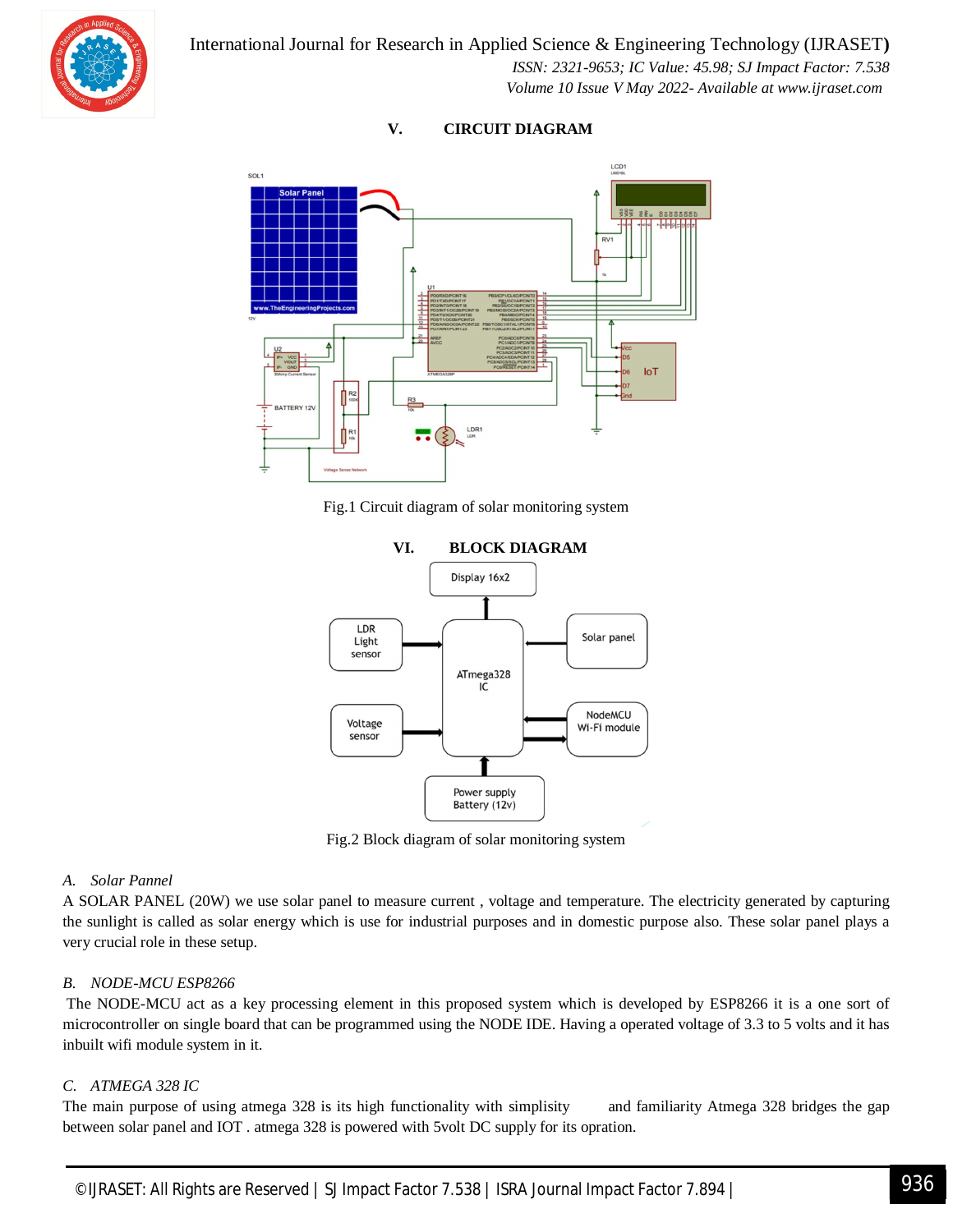## V. CIRCUIT DIAGRAM

Fig.1 Circuit diagram of solar monitoring system

## VI. BLOCK DIAGRAM

Fig.2 Block diagram of solar monitoring system

### *A. Solar Pannel*

A SOLAR PANEL (20W) we use solar panel to measure current , voltage and temperature. The electricity generated by capturing the sunlight is called as solar energy which is use for industrial purposes and in domestic purpose also. These solar panel plays a very crucial role in these setup.

### *B. NODE-MCU ESP8266*

The NODE-MCU act as a key processing element in this proposed system which is developed by ESP8266 it is a one sort of microcontroller on single board that can be programmed using the NODE IDE. Having a operated voltage of 3.3 to 5 volts and it has inbuilt wifi module system in it.

### *C. ATMEGA 328 IC*

The main purpose of using atmega 328 is its high functionality with simplisity and familiarity Atmega 328 bridges the gap between solar panel and IOT . atmega 328 is powered with 5volt DC supply for its opration.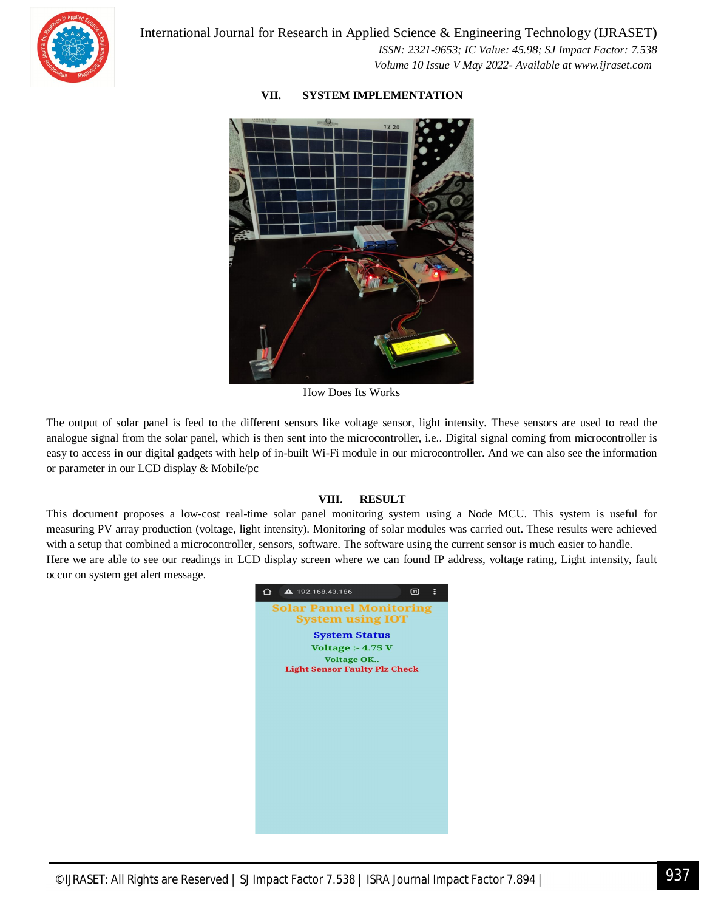## VII. SYSTEM IMPLEMENTATION

How Does Its Works

The output of solar panel is feed to the different sensors like voltage sensor, light intensity. These sensors are used to read the analogue signal from the solar panel, which is then sent into the microcontroller, i.e.. Digital signal coming from microcontroller is easy to access in our digital gadgets with help of in-built Wi-Fi module in our microcontroller. And we can also see the information or parameter in our LCD display & Mobile/pc

## VIII. RESULT

This document proposes a low-cost real-time solar panel monitoring system using a Node MCU. This system is useful for measuring PV array production (voltage, light intensity). Monitoring of solar modules was carried out. These results were achieved with a setup that combined a microcontroller, sensors, software. The software using the current sensor is much easier to handle.
Here we are able to see our readings in LCD display screen where we can found IP address, voltage rating, Light intensity, fault occur on system get alert message.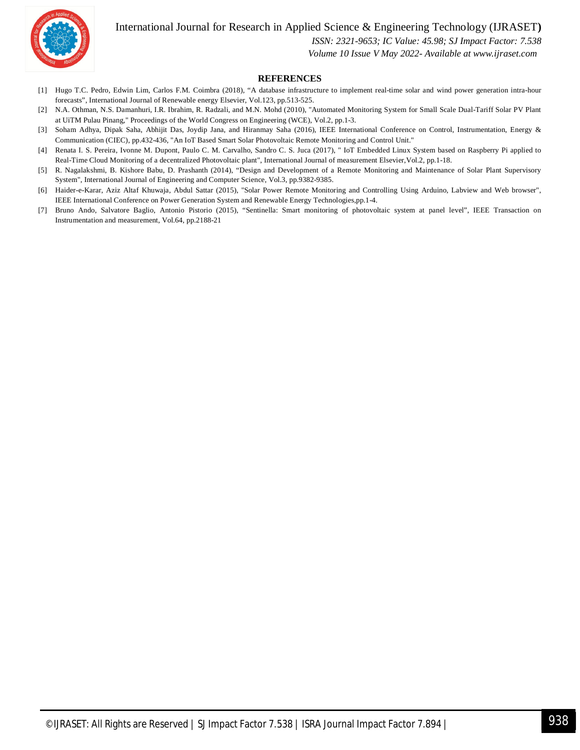## REFERENCES

[1] Hugo T.C. Pedro, Edwin Lim, Carlos F.M. Coimbra (2018), “A database infrastructure to implement real-time solar and wind power generation intra-hour forecasts”, International Journal of Renewable energy Elsevier, Vol.123, pp.513-525.

[2] N.A. Othman, N.S. Damanhuri, I.R. Ibrahim, R. Radzali, and M.N. Mohd (2010), "Automated Monitoring System for Small Scale Dual-Tariff Solar PV Plant at UiTM Pulau Pinang," Proceedings of the World Congress on Engineering (WCE), Vol.2, pp.1-3.

[3] Soham Adhya, Dipak Saha, Abhijit Das, Joydip Jana, and Hiranmay Saha (2016), IEEE International Conference on Control, Instrumentation, Energy & Communication (CIEC), pp.432-436, "An IoT Based Smart Solar Photovoltaic Remote Monitoring and Control Unit."

[4] Renata I. S. Pereira, Ivonne M. Dupont, Paulo C. M. Carvalho, Sandro C. S. Juca (2017), " IoT Embedded Linux System based on Raspberry Pi applied to Real-Time Cloud Monitoring of a decentralized Photovoltaic plant", International Journal of measurement Elsevier,Vol.2, pp.1-18.

[5] R. Nagalakshmi, B. Kishore Babu, D. Prashanth (2014), “Design and Development of a Remote Monitoring and Maintenance of Solar Plant Supervisory System", International Journal of Engineering and Computer Science, Vol.3, pp.9382-9385.

[6] Haider-e-Karar, Aziz Altaf Khuwaja, Abdul Sattar (2015), "Solar Power Remote Monitoring and Controlling Using Arduino, Labview and Web browser", IEEE International Conference on Power Generation System and Renewable Energy Technologies,pp.1-4.

[7] Bruno Ando, Salvatore Baglio, Antonio Pistorio (2015), “Sentinella: Smart monitoring of photovoltaic system at panel level”, IEEE Transaction on Instrumentation and measurement, Vol.64, pp.2188-21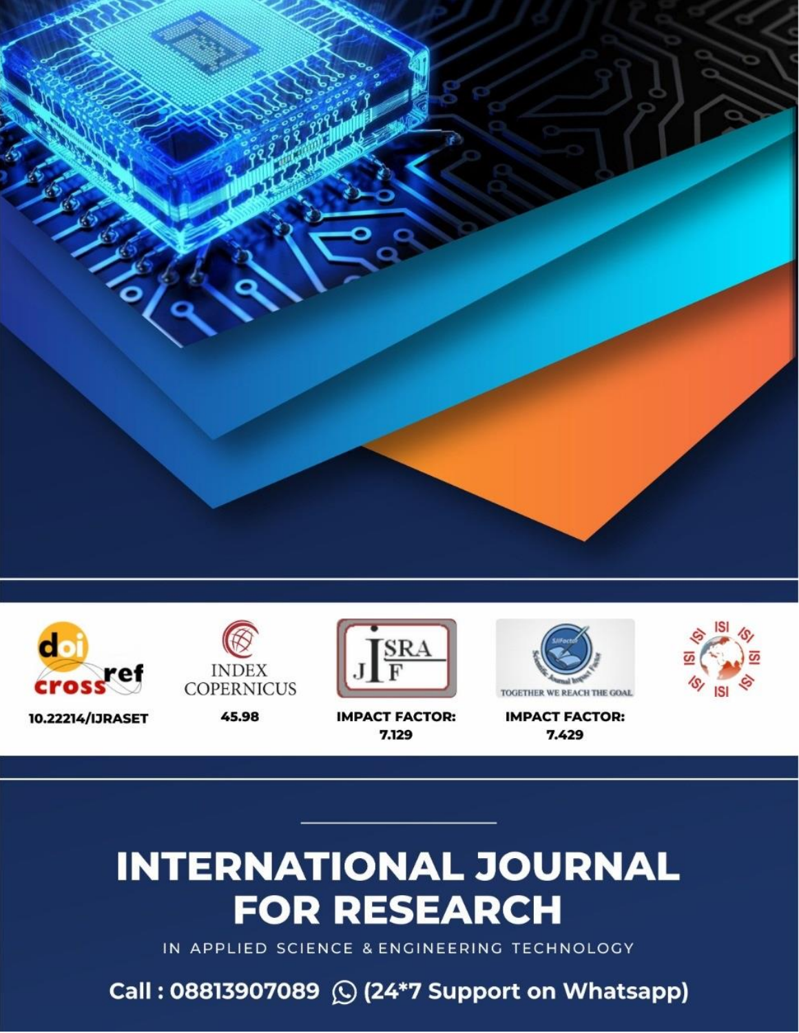10.22214/IJRASET

INDEX COPERNICUS

45.98

IMPACT FACTOR: 7.129

IMPACT FACTOR: 7.429

TOGETHER WE REACH THE GOAL

# INTERNATIONAL JOURNAL FOR RESEARCH

IN APPLIED SCIENCE & ENGINEERING TECHNOLOGY

Call : 08813907089 (24*7 Support on Whatsapp)